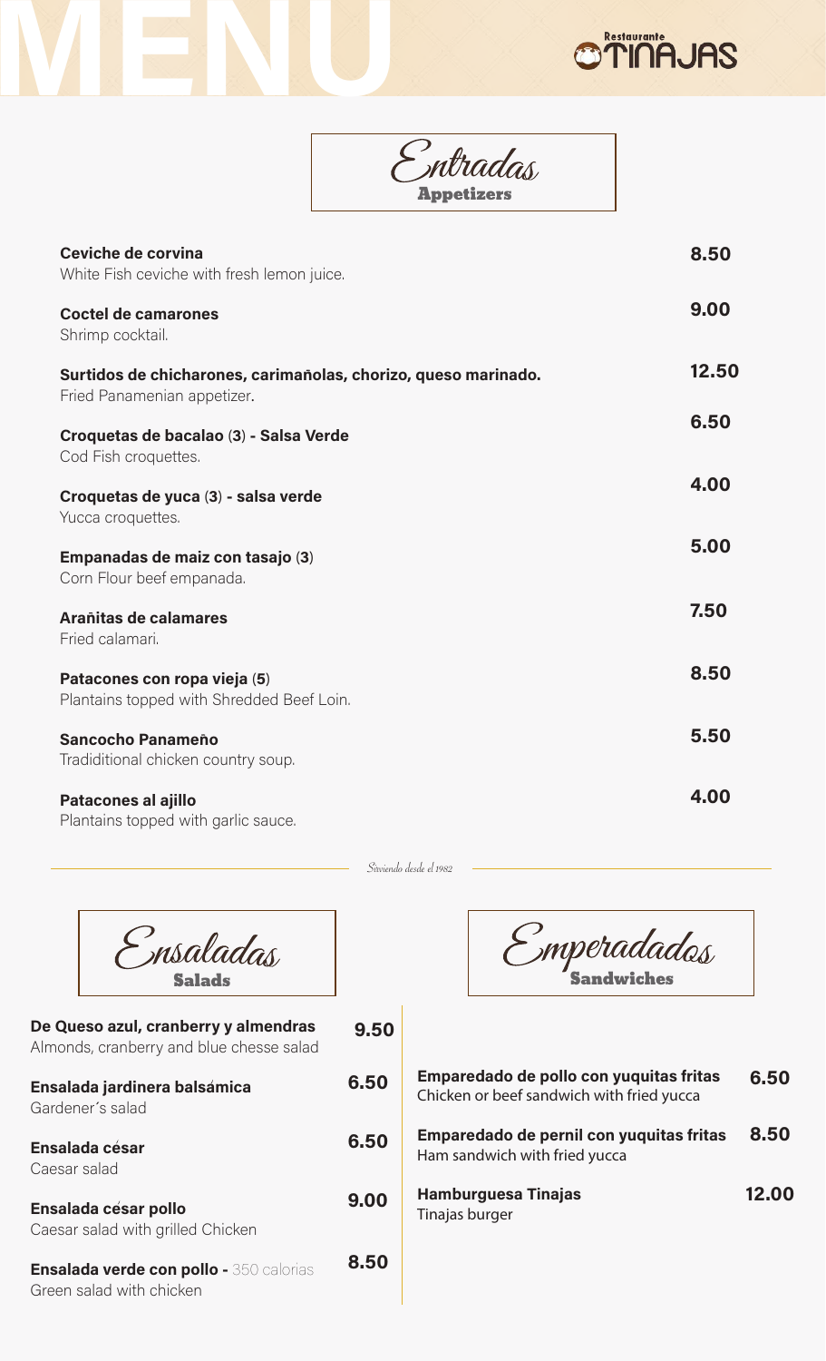# MENU

Restaurante **TINAJAS**

## Entradas
**Appetizers**

**Ceviche de corvina** — 8.50
White Fish ceviche with fresh lemon juice.

**Coctel de camarones** — 9.00
Shrimp cocktail.

**Surtidos de chicharones, carimañolas, chorizo, queso marinado.** — 12.50
Fried Panamenian appetizer.

**Croquetas de bacalao (3) - Salsa Verde** — 6.50
Cod Fish croquettes.

**Croquetas de yuca (3) - salsa verde** — 4.00
Yucca croquettes.

**Empanadas de maiz con tasajo (3)** — 5.00
Corn Flour beef empanada.

**Arañitas de calamares** — 7.50
Fried calamari.

**Patacones con ropa vieja (5)** — 8.50
Plantains topped with Shredded Beef Loin.

**Sancocho Panameño** — 5.50
Tradiditional chicken country soup.

**Patacones al ajillo** — 4.00
Plantains topped with garlic sauce.

*Sirviendo desde el 1982*

## Ensaladas
**Salads**

**De Queso azul, cranberry y almendras** — 9.50
Almonds, cranberry and blue chesse salad

**Ensalada jardinera balsámica** — 6.50
Gardener´s salad

**Ensalada césar** — 6.50
Caesar salad

**Ensalada césar pollo** — 9.00
Caesar salad with grilled Chicken

**Ensalada verde con pollo -** 350 calorias — 8.50
Green salad with chicken

## Emperadados
**Sandwiches**

**Emparedado de pollo con yuquitas fritas** — 6.50
Chicken or beef sandwich with fried yucca

**Emparedado de pernil con yuquitas fritas** — 8.50
Ham sandwich with fried yucca

**Hamburguesa Tinajas** — 12.00
Tinajas burger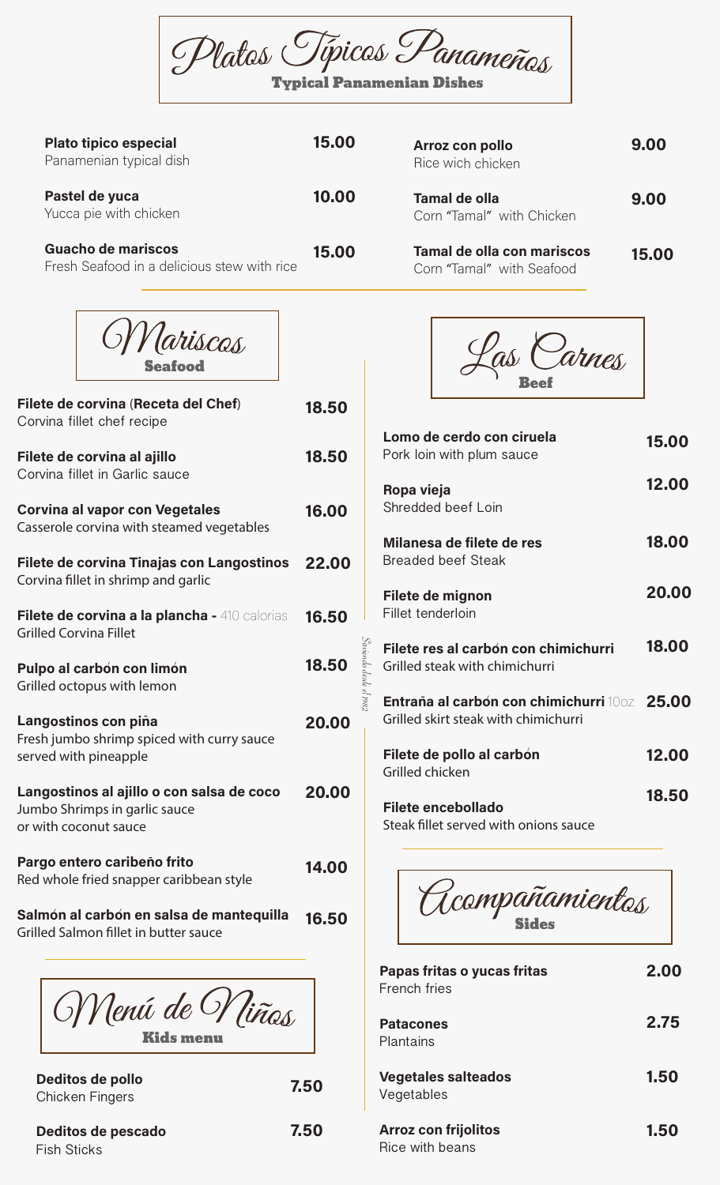# Platos Típicos Panameños

**Typical Panamenian Dishes**

| | |
|---|---|
| **Plato tipico especial**<br>Panamenian typical dish | **15.00** |
| **Pastel de yuca**<br>Yucca pie with chicken | **10.00** |
| **Guacho de mariscos**<br>Fresh Seafood in a delicious stew with rice | **15.00** |
| **Arroz con pollo**<br>Rice wich chicken | **9.00** |
| **Tamal de olla**<br>Corn "Tamal" with Chicken | **9.00** |
| **Tamal de olla con mariscos**<br>Corn "Tamal" with Seafood | **15.00** |

## Mariscos

**Seafood**

| | |
|---|---|
| **Filete de corvina (Receta del Chef)**<br>Corvina fillet chef recipe | **18.50** |
| **Filete de corvina al ajillo**<br>Corvina fillet in Garlic sauce | **18.50** |
| **Corvina al vapor con Vegetales**<br>Casserole corvina with steamed vegetables | **16.00** |
| **Filete de corvina Tinajas con Langostinos**<br>Corvina fillet in shrimp and garlic | **22.00** |
| **Filete de corvina a la plancha -** 410 calorias<br>Grilled Corvina Fillet | **16.50** |
| **Pulpo al carbón con limón**<br>Grilled octopus with lemon | **18.50** |
| **Langostinos con piña**<br>Fresh jumbo shrimp spiced with curry sauce served with pineapple | **20.00** |
| **Langostinos al ajillo o con salsa de coco**<br>Jumbo Shrimps in garlic sauce or with coconut sauce | **20.00** |
| **Pargo entero caribeño frito**<br>Red whole fried snapper caribbean style | **14.00** |
| **Salmón al carbón en salsa de mantequilla**<br>Grilled Salmon fillet in butter sauce | **16.50** |

## Menú de Niños

**Kids menu**

| | |
|---|---|
| **Deditos de pollo**<br>Chicken Fingers | **7.50** |
| **Deditos de pescado**<br>Fish Sticks | **7.50** |

*Sirviendo desde el 1982*

## Las Carnes

**Beef**

| | |
|---|---|
| **Lomo de cerdo con ciruela**<br>Pork loin with plum sauce | **15.00** |
| **Ropa vieja**<br>Shredded beef Loin | **12.00** |
| **Milanesa de filete de res**<br>Breaded beef Steak | **18.00** |
| **Filete de mignon**<br>Fillet tenderloin | **20.00** |
| **Filete res al carbón con chimichurri**<br>Grilled steak with chimichurri | **18.00** |
| **Entraña al carbón con chimichurri** 10oz<br>Grilled skirt steak with chimichurri | **25.00** |
| **Filete de pollo al carbón**<br>Grilled chicken | **12.00** |
| **Filete encebollado**<br>Steak fillet served with onions sauce | **18.50** |

## Acompañamientos

**Sides**

| | |
|---|---|
| **Papas fritas o yucas fritas**<br>French fries | **2.00** |
| **Patacones**<br>Plantains | **2.75** |
| **Vegetales salteados**<br>Vegetables | **1.50** |
| **Arroz con frijolitos**<br>Rice with beans | **1.50** |